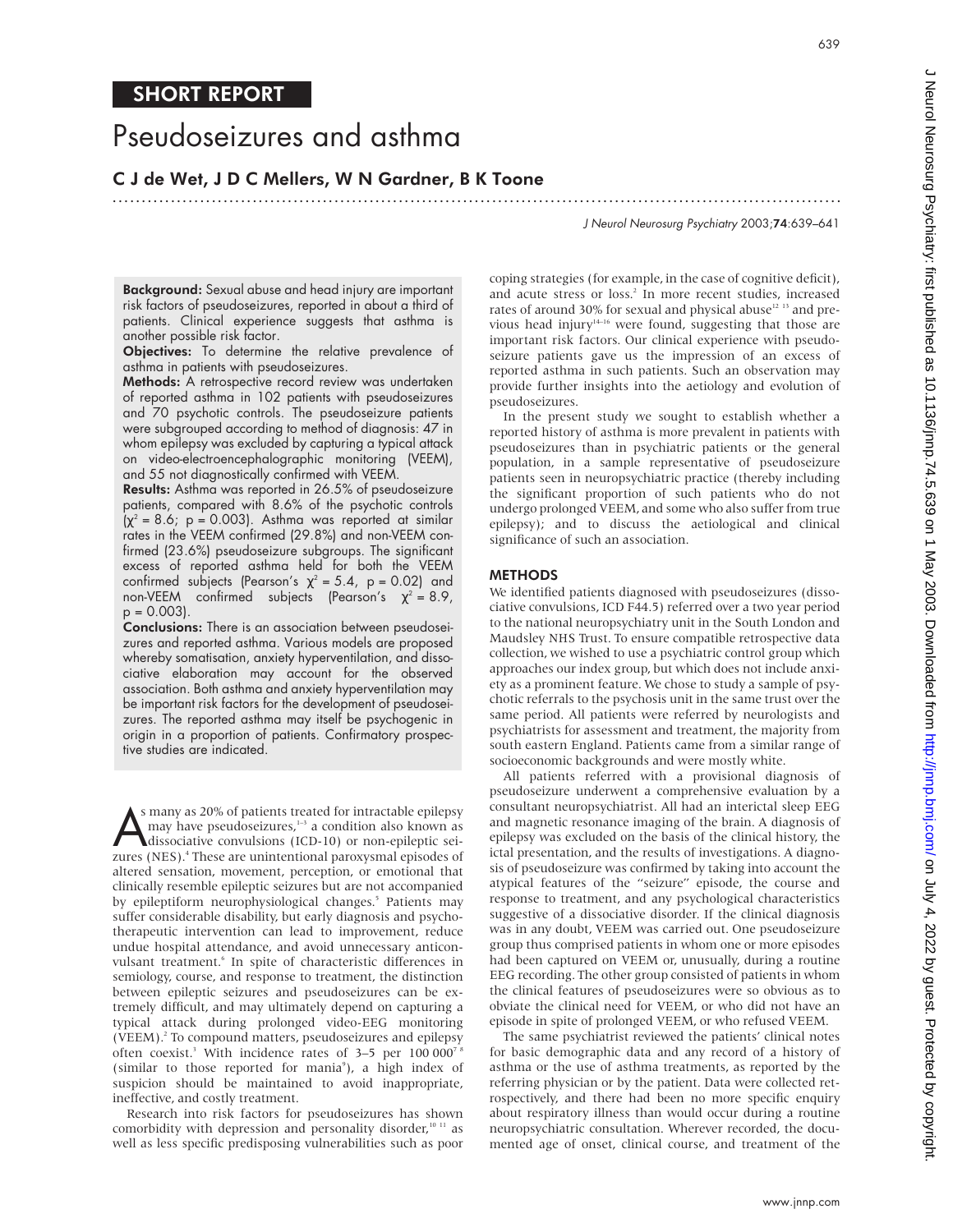## SHORT REPORT

# Pseudoseizures and asthma

### C J de Wet, J D C Mellers, W N Gardner, B K Toone

**Background:** Sexual abuse and head injury are important risk factors of pseudoseizures, reported in about a third of patients. Clinical experience suggests that asthma is another possible risk factor.

**Objectives:** To determine the relative prevalence of asthma in patients with pseudoseizures.

**Methods:** A retrospective record review was undertaken of reported asthma in 102 patients with pseudoseizures and 70 psychotic controls. The pseudoseizure patients were subgrouped according to method of diagnosis: 47 in whom epilepsy was excluded by capturing a typical attack on video-electroencephalographic monitoring (VEEM), and 55 not diagnostically confirmed with VEEM.

**Results:** Asthma was reported in 26.5% of pseudoseizure patients, compared with 8.6% of the psychotic controls ($\chi^2 = 8.6$; $p = 0.003$). Asthma was reported at similar rates in the VEEM confirmed (29.8%) and non-VEEM confirmed (23.6%) pseudoseizure subgroups. The significant excess of reported asthma held for both the VEEM confirmed subjects (Pearson's $\chi^2 = 5.4$, $p = 0.02$) and non-VEEM confirmed subjects (Pearson's $\chi^2 = 8.9$, $p = 0.003$).

**Conclusions:** There is an association between pseudoseizures and reported asthma. Various models are proposed whereby somatisation, anxiety hyperventilation, and dissociative elaboration may account for the observed association. Both asthma and anxiety hyperventilation may be important risk factors for the development of pseudoseizures. The reported asthma may itself be psychogenic in origin in a proportion of patients. Confirmatory prospective studies are indicated.

As many as 20% of patients treated for intractable epilepsy may have pseudoseizures,[1–3] a condition also known as dissociative convulsions (ICD-10) or non-epileptic seizures (NES).[4] These are unintentional paroxysmal episodes of altered sensation, movement, perception, or emotional that clinically resemble epileptic seizures but are not accompanied by epileptiform neurophysiological changes.[5] Patients may suffer considerable disability, but early diagnosis and psychotherapeutic intervention can lead to improvement, reduce undue hospital attendance, and avoid unnecessary anticonvulsant treatment.[6] In spite of characteristic differences in semiology, course, and response to treatment, the distinction between epileptic seizures and pseudoseizures can be extremely difficult, and may ultimately depend on capturing a typical attack during prolonged video-EEG monitoring (VEEM).[2] To compound matters, pseudoseizures and epilepsy often coexist.[3] With incidence rates of 3–5 per 100 000[7,8] (similar to those reported for mania[9]), a high index of suspicion should be maintained to avoid inappropriate, ineffective, and costly treatment.

Research into risk factors for pseudoseizures has shown comorbidity with depression and personality disorder,[10,11] as well as less specific predisposing vulnerabilities such as poor coping strategies (for example, in the case of cognitive deficit), and acute stress or loss.[2] In more recent studies, increased rates of around 30% for sexual and physical abuse[12,13] and previous head injury[14–16] were found, suggesting that those are important risk factors. Our clinical experience with pseudoseizure patients gave us the impression of an excess of reported asthma in such patients. Such an observation may provide further insights into the aetiology and evolution of pseudoseizures.

In the present study we sought to establish whether a reported history of asthma is more prevalent in patients with pseudoseizures than in psychiatric patients or the general population, in a sample representative of pseudoseizure patients seen in neuropsychiatric practice (thereby including the significant proportion of such patients who do not undergo prolonged VEEM, and some who also suffer from true epilepsy); and to discuss the aetiological and clinical significance of such an association.

## METHODS

We identified patients diagnosed with pseudoseizures (dissociative convulsions, ICD F44.5) referred over a two year period to the national neuropsychiatry unit in the South London and Maudsley NHS Trust. To ensure compatible retrospective data collection, we wished to use a psychiatric control group which approaches our index group, but which does not include anxiety as a prominent feature. We chose to study a sample of psychotic referrals to the psychosis unit in the same trust over the same period. All patients were referred by neurologists and psychiatrists for assessment and treatment, the majority from south eastern England. Patients came from a similar range of socioeconomic backgrounds and were mostly white.

All patients referred with a provisional diagnosis of pseudoseizure underwent a comprehensive evaluation by a consultant neuropsychiatrist. All had an interictal sleep EEG and magnetic resonance imaging of the brain. A diagnosis of epilepsy was excluded on the basis of the clinical history, the ictal presentation, and the results of investigations. A diagnosis of pseudoseizure was confirmed by taking into account the atypical features of the "seizure" episode, the course and response to treatment, and any psychological characteristics suggestive of a dissociative disorder. If the clinical diagnosis was in any doubt, VEEM was carried out. One pseudoseizure group thus comprised patients in whom one or more episodes had been captured on VEEM or, unusually, during a routine EEG recording. The other group consisted of patients in whom the clinical features of pseudoseizures were so obvious as to obviate the clinical need for VEEM, or who did not have an episode in spite of prolonged VEEM, or who refused VEEM.

The same psychiatrist reviewed the patients' clinical notes for basic demographic data and any record of a history of asthma or the use of asthma treatments, as reported by the referring physician or by the patient. Data were collected retrospectively, and there had been no more specific enquiry about respiratory illness than would occur during a routine neuropsychiatric consultation. Wherever recorded, the documented age of onset, clinical course, and treatment of the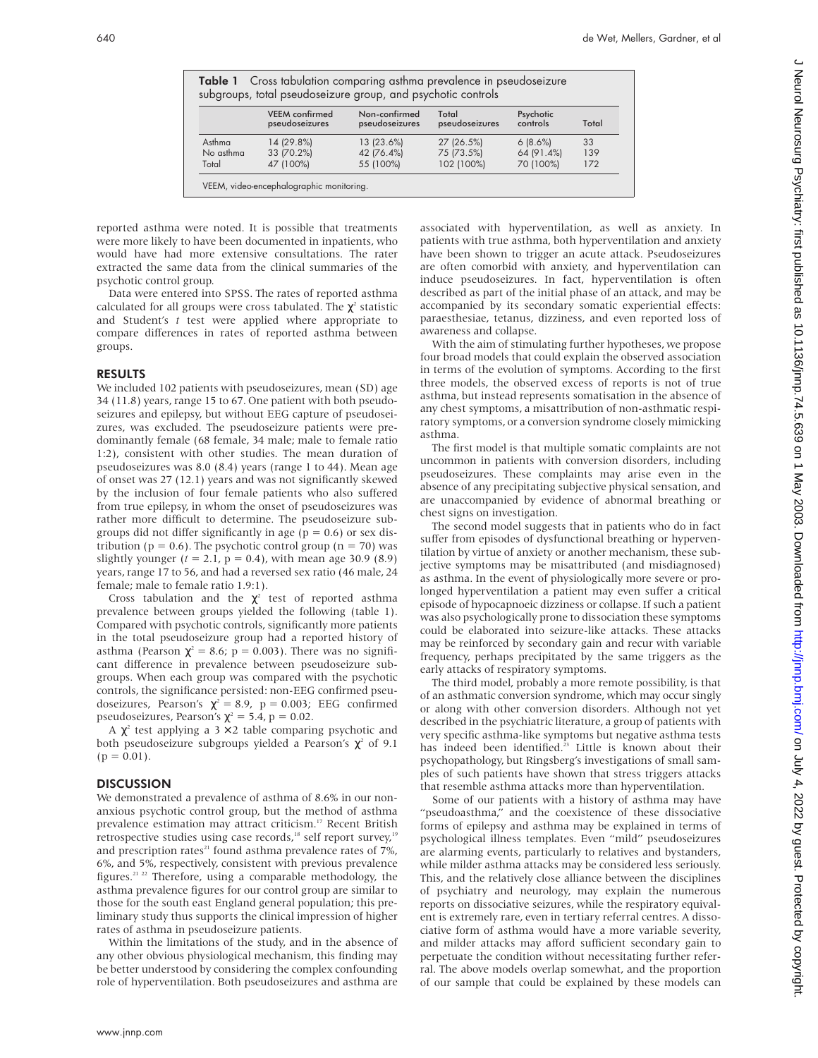**Table 1** Cross tabulation comparing asthma prevalence in pseudoseizure subgroups, total pseudoseizure group, and psychotic controls

| | VEEM confirmed pseudoseizures | Non-confirmed pseudoseizures | Total pseudoseizures | Psychotic controls | Total |
|---|---|---|---|---|---|
| Asthma | 14 (29.8%) | 13 (23.6%) | 27 (26.5%) | 6 (8.6%) | 33 |
| No asthma | 33 (70.2%) | 42 (76.4%) | 75 (73.5%) | 64 (91.4%) | 139 |
| Total | 47 (100%) | 55 (100%) | 102 (100%) | 70 (100%) | 172 |

VEEM, video-encephalographic monitoring.

reported asthma were noted. It is possible that treatments were more likely to have been documented in inpatients, who would have had more extensive consultations. The rater extracted the same data from the clinical summaries of the psychotic control group.

Data were entered into SPSS. The rates of reported asthma calculated for all groups were cross tabulated. The $\chi^2$ statistic and Student's *t* test were applied where appropriate to compare differences in rates of reported asthma between groups.

## RESULTS

We included 102 patients with pseudoseizures, mean (SD) age 34 (11.8) years, range 15 to 67. One patient with both pseudoseizures and epilepsy, but without EEG capture of pseudoseizures, was excluded. The pseudoseizure patients were predominantly female (68 female, 34 male; male to female ratio 1:2), consistent with other studies. The mean duration of pseudoseizures was 8.0 (8.4) years (range 1 to 44). Mean age of onset was 27 (12.1) years and was not significantly skewed by the inclusion of four female patients who also suffered from true epilepsy, in whom the onset of pseudoseizures was rather more difficult to determine. The pseudoseizure subgroups did not differ significantly in age ($p = 0.6$) or sex distribution ($p = 0.6$). The psychotic control group ($n = 70$) was slightly younger ($t = 2.1$, $p = 0.4$), with mean age 30.9 (8.9) years, range 17 to 56, and had a reversed sex ratio (46 male, 24 female; male to female ratio 1.9:1).

Cross tabulation and the $\chi^2$ test of reported asthma prevalence between groups yielded the following (table 1). Compared with psychotic controls, significantly more patients in the total pseudoseizure group had a reported history of asthma (Pearson $\chi^2 = 8.6$; $p = 0.003$). There was no significant difference in prevalence between pseudoseizure subgroups. When each group was compared with the psychotic controls, the significance persisted: non-EEG confirmed pseudoseizures, Pearson's $\chi^2 = 8.9$, $p = 0.003$; EEG confirmed pseudoseizures, Pearson's $\chi^2 = 5.4$, $p = 0.02$.

A $\chi^2$ test applying a $3 \times 2$ table comparing psychotic and both pseudoseizure subgroups yielded a Pearson's $\chi^2$ of 9.1 ($p = 0.01$).

## DISCUSSION

We demonstrated a prevalence of asthma of 8.6% in our non-anxious psychotic control group, but the method of asthma prevalence estimation may attract criticism.[17] Recent British retrospective studies using case records,[18] self report survey,[19] and prescription rates[21] found asthma prevalence rates of 7%, 6%, and 5%, respectively, consistent with previous prevalence figures.[21 22] Therefore, using a comparable methodology, the asthma prevalence figures for our control group are similar to those for the south east England general population; this preliminary study thus supports the clinical impression of higher rates of asthma in pseudoseizure patients.

Within the limitations of the study, and in the absence of any other obvious physiological mechanism, this finding may be better understood by considering the complex confounding role of hyperventilation. Both pseudoseizures and asthma are associated with hyperventilation, as well as anxiety. In patients with true asthma, both hyperventilation and anxiety have been shown to trigger an acute attack. Pseudoseizures are often comorbid with anxiety, and hyperventilation can induce pseudoseizures. In fact, hyperventilation is often described as part of the initial phase of an attack, and may be accompanied by its secondary somatic experiential effects: paraesthesiae, tetanus, dizziness, and even reported loss of awareness and collapse.

With the aim of stimulating further hypotheses, we propose four broad models that could explain the observed association in terms of the evolution of symptoms. According to the first three models, the observed excess of reports is not of true asthma, but instead represents somatisation in the absence of any chest symptoms, a misattribution of non-asthmatic respiratory symptoms, or a conversion syndrome closely mimicking asthma.

The first model is that multiple somatic complaints are not uncommon in patients with conversion disorders, including pseudoseizures. These complaints may arise even in the absence of any precipitating subjective physical sensation, and are unaccompanied by evidence of abnormal breathing or chest signs on investigation.

The second model suggests that in patients who do in fact suffer from episodes of dysfunctional breathing or hyperventilation by virtue of anxiety or another mechanism, these subjective symptoms may be misattributed (and misdiagnosed) as asthma. In the event of physiologically more severe or prolonged hyperventilation a patient may even suffer a critical episode of hypocapnoeic dizziness or collapse. If such a patient was also psychologically prone to dissociation these symptoms could be elaborated into seizure-like attacks. These attacks may be reinforced by secondary gain and recur with variable frequency, perhaps precipitated by the same triggers as the early attacks of respiratory symptoms.

The third model, probably a more remote possibility, is that of an asthmatic conversion syndrome, which may occur singly or along with other conversion disorders. Although not yet described in the psychiatric literature, a group of patients with very specific asthma-like symptoms but negative asthma tests has indeed been identified.[23] Little is known about their psychopathology, but Ringsberg's investigations of small samples of such patients have shown that stress triggers attacks that resemble asthma attacks more than hyperventilation.

Some of our patients with a history of asthma may have "pseudoasthma," and the coexistence of these dissociative forms of epilepsy and asthma may be explained in terms of psychological illness templates. Even "mild" pseudoseizures are alarming events, particularly to relatives and bystanders, while milder asthma attacks may be considered less seriously. This, and the relatively close alliance between the disciplines of psychiatry and neurology, may explain the numerous reports on dissociative seizures, while the respiratory equivalent is extremely rare, even in tertiary referral centres. A dissociative form of asthma would have a more variable severity, and milder attacks may afford sufficient secondary gain to perpetuate the condition without necessitating further referral. The above models overlap somewhat, and the proportion of our sample that could be explained by these models can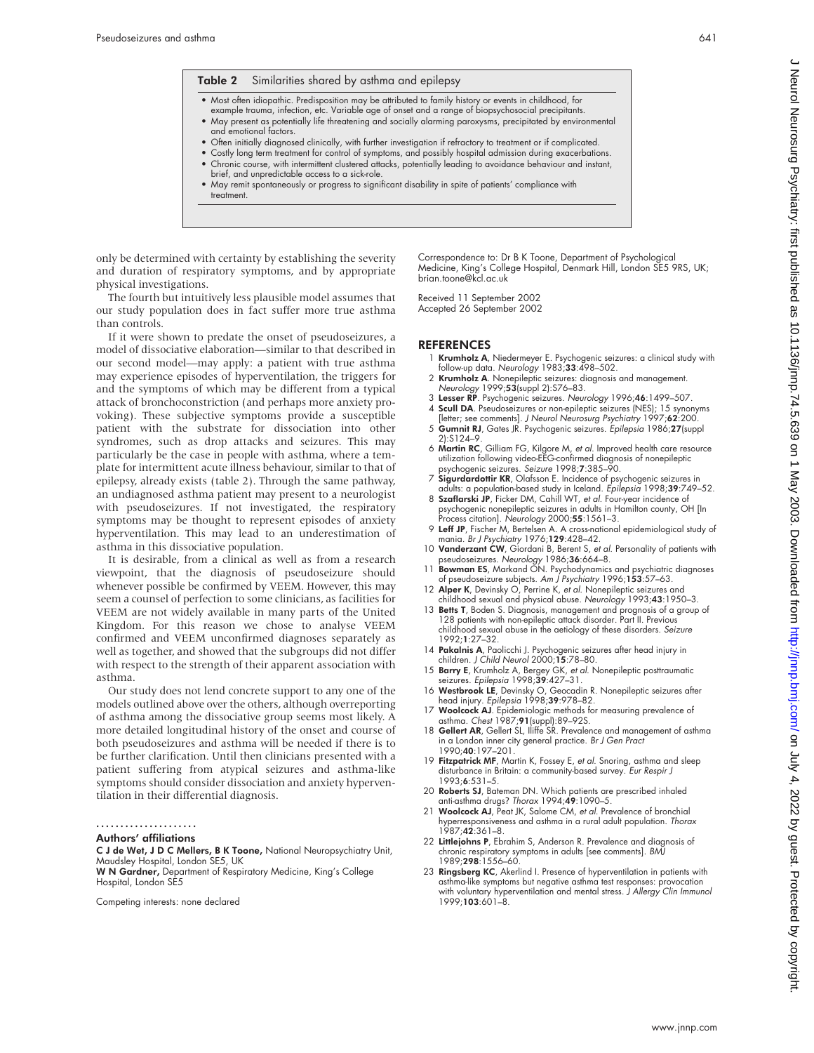**Table 2** Similarities shared by asthma and epilepsy

- Most often idiopathic. Predisposition may be attributed to family history or events in childhood, for example trauma, infection, etc. Variable age of onset and a range of biopsychosocial precipitants.
- May present as potentially life threatening and socially alarming paroxysms, precipitated by environmental and emotional factors.
- Often initially diagnosed clinically, with further investigation if refractory to treatment or if complicated.
- Costly long term treatment for control of symptoms, and possibly hospital admission during exacerbations.
- Chronic course, with intermittent clustered attacks, potentially leading to avoidance behaviour and instant, brief, and unpredictable access to a sick-role.
- May remit spontaneously or progress to significant disability in spite of patients' compliance with treatment.

only be determined with certainty by establishing the severity and duration of respiratory symptoms, and by appropriate physical investigations.

The fourth but intuitively less plausible model assumes that our study population does in fact suffer more true asthma than controls.

If it were shown to predate the onset of pseudoseizures, a model of dissociative elaboration—similar to that described in our second model—may apply: a patient with true asthma may experience episodes of hyperventilation, the triggers for and the symptoms of which may be different from a typical attack of bronchoconstriction (and perhaps more anxiety provoking). These subjective symptoms provide a susceptible patient with the substrate for dissociation into other syndromes, such as drop attacks and seizures. This may particularly be the case in people with asthma, where a template for intermittent acute illness behaviour, similar to that of epilepsy, already exists (table 2). Through the same pathway, an undiagnosed asthma patient may present to a neurologist with pseudoseizures. If not investigated, the respiratory symptoms may be thought to represent episodes of anxiety hyperventilation. This may lead to an underestimation of asthma in this dissociative population.

It is desirable, from a clinical as well as from a research viewpoint, that the diagnosis of pseudoseizure should whenever possible be confirmed by VEEM. However, this may seem a counsel of perfection to some clinicians, as facilities for VEEM are not widely available in many parts of the United Kingdom. For this reason we chose to analyse VEEM confirmed and VEEM unconfirmed diagnoses separately as well as together, and showed that the subgroups did not differ with respect to the strength of their apparent association with asthma.

Our study does not lend concrete support to any one of the models outlined above over the others, although overreporting of asthma among the dissociative group seems most likely. A more detailed longitudinal history of the onset and course of both pseudoseizures and asthma will be needed if there is to be further clarification. Until then clinicians presented with a patient suffering from atypical seizures and asthma-like symptoms should consider dissociation and anxiety hyperventilation in their differential diagnosis.

### Authors' affiliations

**C J de Wet, J D C Mellers, B K Toone,** National Neuropsychiatry Unit, Maudsley Hospital, London SE5, UK
**W N Gardner,** Department of Respiratory Medicine, King's College Hospital, London SE5

Competing interests: none declared

Correspondence to: Dr B K Toone, Department of Psychological Medicine, King's College Hospital, Denmark Hill, London SE5 9RS, UK; brian.toone@kcl.ac.uk

Received 11 September 2002
Accepted 26 September 2002

## REFERENCES

1. **Krumholz A**, Niedermeyer E. Psychogenic seizures: a clinical study with follow-up data. *Neurology* 1983;**33**:498–502.
2. **Krumholz A**. Nonepileptic seizures: diagnosis and management. *Neurology* 1999;**53**(suppl 2):S76–83.
3. **Lesser RP**. Psychogenic seizures. *Neurology* 1996;**46**:1499–507.
4. **Scull DA**. Pseudoseizures or non-epileptic seizures (NES); 15 synonyms [letter; see comments]. *J Neurol Neurosurg Psychiatry* 1997;**62**:200.
5. **Gumnit RJ**, Gates JR. Psychogenic seizures. *Epilepsia* 1986;**27**(suppl 2):S124–9.
6. **Martin RC**, Gilliam FG, Kilgore M, *et al*. Improved health care resource utilization following video-EEG-confirmed diagnosis of nonepileptic psychogenic seizures. *Seizure* 1998;**7**:385–90.
7. **Sigurdardottir KR**, Olafsson E. Incidence of psychogenic seizures in adults: a population-based study in Iceland. *Epilepsia* 1998;**39**:749–52.
8. **Szaflarski JP**, Ficker DM, Cahill WT, *et al*. Four-year incidence of psychogenic nonepileptic seizures in adults in Hamilton county, OH [In Process citation]. *Neurology* 2000;**55**:1561–3.
9. **Leff JP**, Fischer M, Bertelsen A. A cross-national epidemiological study of mania. *Br J Psychiatry* 1976;**129**:428–42.
10. **Vanderzant CW**, Giordani B, Berent S, *et al*. Personality of patients with pseudoseizures. *Neurology* 1986;**36**:664–8.
11. **Bowman ES**, Markand ON. Psychodynamics and psychiatric diagnoses of pseudoseizure subjects. *Am J Psychiatry* 1996;**153**:57–63.
12. **Alper K**, Devinsky O, Perrine K, *et al*. Nonepileptic seizures and childhood sexual and physical abuse. *Neurology* 1993;**43**:1950–3.
13. **Betts T**, Boden S. Diagnosis, management and prognosis of a group of 128 patients with non-epileptic attack disorder. Part II. Previous childhood sexual abuse in the aetiology of these disorders. *Seizure* 1992;**1**:27–32.
14. **Pakalnis A**, Paolicchi J. Psychogenic seizures after head injury in children. *J Child Neurol* 2000;**15**:78–80.
15. **Barry E**, Krumholz A, Bergey GK, *et al*. Nonepileptic posttraumatic seizures. *Epilepsia* 1998;**39**:427–31.
16. **Westbrook LE**, Devinsky O, Geocadin R. Nonepileptic seizures after head injury. *Epilepsia* 1998;**39**:978–82.
17. **Woolcock AJ**. Epidemiologic methods for measuring prevalence of asthma. *Chest* 1987;**91**(suppl):89–92S.
18. **Gellert AR**, Gellert SL, Iliffe SR. Prevalence and management of asthma in a London inner city general practice. *Br J Gen Pract* 1990;**40**:197–201.
19. **Fitzpatrick MF**, Martin K, Fossey E, *et al*. Snoring, asthma and sleep disturbance in Britain: a community-based survey. *Eur Respir J* 1993;**6**:531–5.
20. **Roberts SJ**, Bateman DN. Which patients are prescribed inhaled anti-asthma drugs? *Thorax* 1994;**49**:1090–5.
21. **Woolcock AJ**, Peat JK, Salome CM, *et al*. Prevalence of bronchial hyperresponsiveness and asthma in a rural adult population. *Thorax* 1987;**42**:361–8.
22. **Littlejohns P**, Ebrahim S, Anderson R. Prevalence and diagnosis of chronic respiratory symptoms in adults [see comments]. *BMJ* 1989;**298**:1556–60.
23. **Ringsberg KC**, Akerlind I. Presence of hyperventilation in patients with asthma-like symptoms but negative asthma test responses: provocation with voluntary hyperventilation and mental stress. *J Allergy Clin Immunol* 1999;**103**:601–8.